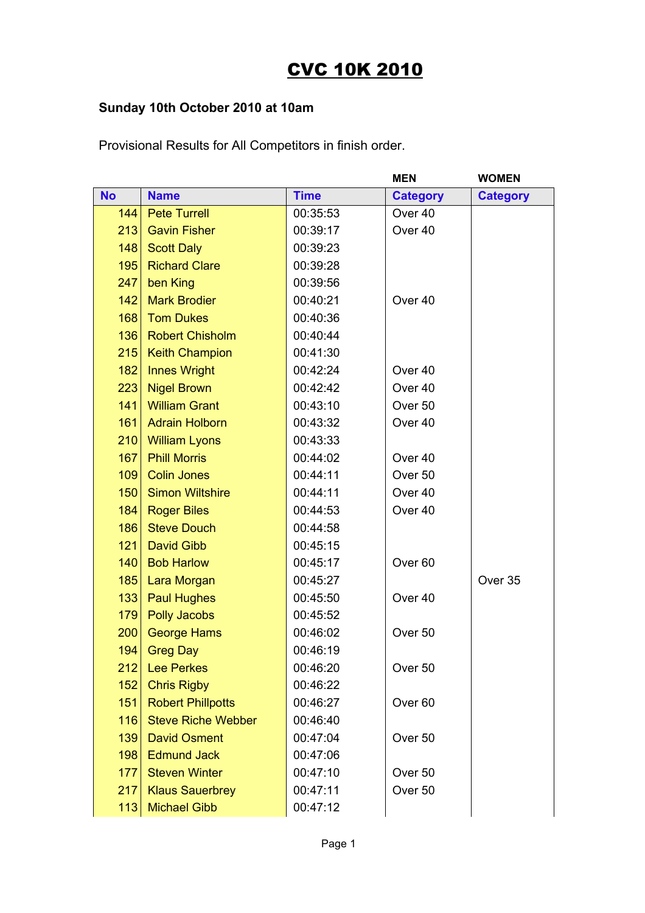# CVC 10K 2010

**Sunday 10th October 2010 at 10am**

Provisional Results for All Competitors in finish order.

| | | | MEN | WOMEN |
|---|---|---|---|---|
| **No** | **Name** | **Time** | **Category** | **Category** |
| 144 | Pete Turrell | 00:35:53 | Over 40 | |
| 213 | Gavin Fisher | 00:39:17 | Over 40 | |
| 148 | Scott Daly | 00:39:23 | | |
| 195 | Richard Clare | 00:39:28 | | |
| 247 | ben King | 00:39:56 | | |
| 142 | Mark Brodier | 00:40:21 | Over 40 | |
| 168 | Tom Dukes | 00:40:36 | | |
| 136 | Robert Chisholm | 00:40:44 | | |
| 215 | Keith Champion | 00:41:30 | | |
| 182 | Innes Wright | 00:42:24 | Over 40 | |
| 223 | Nigel Brown | 00:42:42 | Over 40 | |
| 141 | William Grant | 00:43:10 | Over 50 | |
| 161 | Adrain Holborn | 00:43:32 | Over 40 | |
| 210 | William Lyons | 00:43:33 | | |
| 167 | Phill Morris | 00:44:02 | Over 40 | |
| 109 | Colin Jones | 00:44:11 | Over 50 | |
| 150 | Simon Wiltshire | 00:44:11 | Over 40 | |
| 184 | Roger Biles | 00:44:53 | Over 40 | |
| 186 | Steve Douch | 00:44:58 | | |
| 121 | David Gibb | 00:45:15 | | |
| 140 | Bob Harlow | 00:45:17 | Over 60 | |
| 185 | Lara Morgan | 00:45:27 | | Over 35 |
| 133 | Paul Hughes | 00:45:50 | Over 40 | |
| 179 | Polly Jacobs | 00:45:52 | | |
| 200 | George Hams | 00:46:02 | Over 50 | |
| 194 | Greg Day | 00:46:19 | | |
| 212 | Lee Perkes | 00:46:20 | Over 50 | |
| 152 | Chris Rigby | 00:46:22 | | |
| 151 | Robert Phillpotts | 00:46:27 | Over 60 | |
| 116 | Steve Riche Webber | 00:46:40 | | |
| 139 | David Osment | 00:47:04 | Over 50 | |
| 198 | Edmund Jack | 00:47:06 | | |
| 177 | Steven Winter | 00:47:10 | Over 50 | |
| 217 | Klaus Sauerbrey | 00:47:11 | Over 50 | |
| 113 | Michael Gibb | 00:47:12 | | |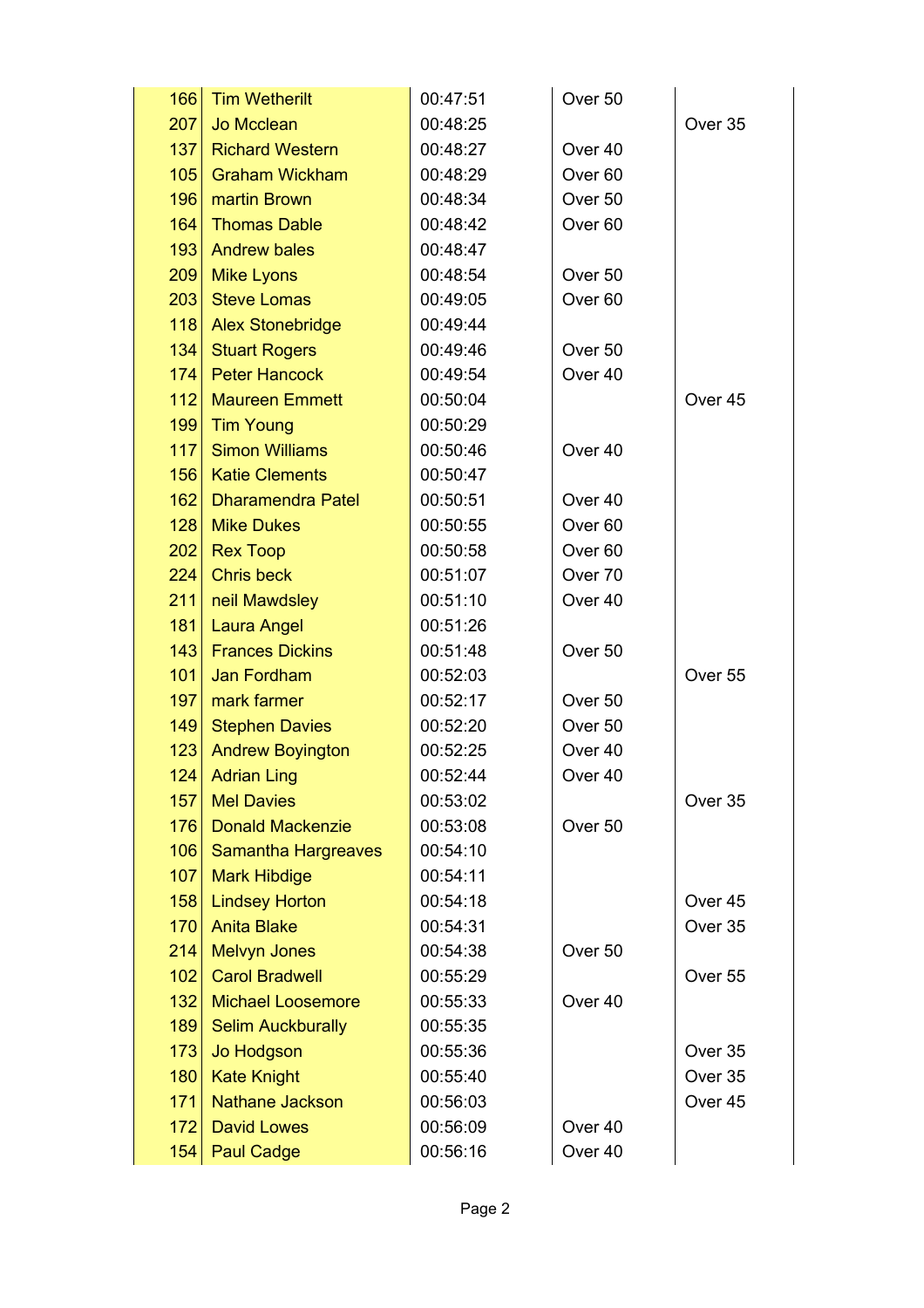| | | | | |
|---|---|---|---|---|
| 166 | Tim Wetherilt | 00:47:51 | Over 50 | |
| 207 | Jo Mcclean | 00:48:25 | | Over 35 |
| 137 | Richard Western | 00:48:27 | Over 40 | |
| 105 | Graham Wickham | 00:48:29 | Over 60 | |
| 196 | martin Brown | 00:48:34 | Over 50 | |
| 164 | Thomas Dable | 00:48:42 | Over 60 | |
| 193 | Andrew bales | 00:48:47 | | |
| 209 | Mike Lyons | 00:48:54 | Over 50 | |
| 203 | Steve Lomas | 00:49:05 | Over 60 | |
| 118 | Alex Stonebridge | 00:49:44 | | |
| 134 | Stuart Rogers | 00:49:46 | Over 50 | |
| 174 | Peter Hancock | 00:49:54 | Over 40 | |
| 112 | Maureen Emmett | 00:50:04 | | Over 45 |
| 199 | Tim Young | 00:50:29 | | |
| 117 | Simon Williams | 00:50:46 | Over 40 | |
| 156 | Katie Clements | 00:50:47 | | |
| 162 | Dharamendra Patel | 00:50:51 | Over 40 | |
| 128 | Mike Dukes | 00:50:55 | Over 60 | |
| 202 | Rex Toop | 00:50:58 | Over 60 | |
| 224 | Chris beck | 00:51:07 | Over 70 | |
| 211 | neil Mawdsley | 00:51:10 | Over 40 | |
| 181 | Laura Angel | 00:51:26 | | |
| 143 | Frances Dickins | 00:51:48 | Over 50 | |
| 101 | Jan Fordham | 00:52:03 | | Over 55 |
| 197 | mark farmer | 00:52:17 | Over 50 | |
| 149 | Stephen Davies | 00:52:20 | Over 50 | |
| 123 | Andrew Boyington | 00:52:25 | Over 40 | |
| 124 | Adrian Ling | 00:52:44 | Over 40 | |
| 157 | Mel Davies | 00:53:02 | | Over 35 |
| 176 | Donald Mackenzie | 00:53:08 | Over 50 | |
| 106 | Samantha Hargreaves | 00:54:10 | | |
| 107 | Mark Hibdige | 00:54:11 | | |
| 158 | Lindsey Horton | 00:54:18 | | Over 45 |
| 170 | Anita Blake | 00:54:31 | | Over 35 |
| 214 | Melvyn Jones | 00:54:38 | Over 50 | |
| 102 | Carol Bradwell | 00:55:29 | | Over 55 |
| 132 | Michael Loosemore | 00:55:33 | Over 40 | |
| 189 | Selim Auckburally | 00:55:35 | | |
| 173 | Jo Hodgson | 00:55:36 | | Over 35 |
| 180 | Kate Knight | 00:55:40 | | Over 35 |
| 171 | Nathane Jackson | 00:56:03 | | Over 45 |
| 172 | David Lowes | 00:56:09 | Over 40 | |
| 154 | Paul Cadge | 00:56:16 | Over 40 | |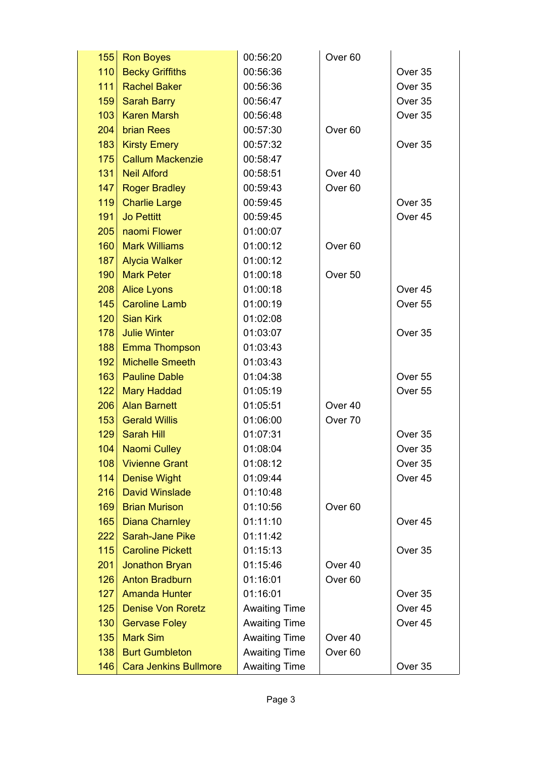| | | | | |
|---|---|---|---|---|
| 155 | Ron Boyes | 00:56:20 | Over 60 | |
| 110 | Becky Griffiths | 00:56:36 | | Over 35 |
| 111 | Rachel Baker | 00:56:36 | | Over 35 |
| 159 | Sarah Barry | 00:56:47 | | Over 35 |
| 103 | Karen Marsh | 00:56:48 | | Over 35 |
| 204 | brian Rees | 00:57:30 | Over 60 | |
| 183 | Kirsty Emery | 00:57:32 | | Over 35 |
| 175 | Callum Mackenzie | 00:58:47 | | |
| 131 | Neil Alford | 00:58:51 | Over 40 | |
| 147 | Roger Bradley | 00:59:43 | Over 60 | |
| 119 | Charlie Large | 00:59:45 | | Over 35 |
| 191 | Jo Pettitt | 00:59:45 | | Over 45 |
| 205 | naomi Flower | 01:00:07 | | |
| 160 | Mark Williams | 01:00:12 | Over 60 | |
| 187 | Alycia Walker | 01:00:12 | | |
| 190 | Mark Peter | 01:00:18 | Over 50 | |
| 208 | Alice Lyons | 01:00:18 | | Over 45 |
| 145 | Caroline Lamb | 01:00:19 | | Over 55 |
| 120 | Sian Kirk | 01:02:08 | | |
| 178 | Julie Winter | 01:03:07 | | Over 35 |
| 188 | Emma Thompson | 01:03:43 | | |
| 192 | Michelle Smeeth | 01:03:43 | | |
| 163 | Pauline Dable | 01:04:38 | | Over 55 |
| 122 | Mary Haddad | 01:05:19 | | Over 55 |
| 206 | Alan Barnett | 01:05:51 | Over 40 | |
| 153 | Gerald Willis | 01:06:00 | Over 70 | |
| 129 | Sarah Hill | 01:07:31 | | Over 35 |
| 104 | Naomi Culley | 01:08:04 | | Over 35 |
| 108 | Vivienne Grant | 01:08:12 | | Over 35 |
| 114 | Denise Wight | 01:09:44 | | Over 45 |
| 216 | David Winslade | 01:10:48 | | |
| 169 | Brian Murison | 01:10:56 | Over 60 | |
| 165 | Diana Charnley | 01:11:10 | | Over 45 |
| 222 | Sarah-Jane Pike | 01:11:42 | | |
| 115 | Caroline Pickett | 01:15:13 | | Over 35 |
| 201 | Jonathon Bryan | 01:15:46 | Over 40 | |
| 126 | Anton Bradburn | 01:16:01 | Over 60 | |
| 127 | Amanda Hunter | 01:16:01 | | Over 35 |
| 125 | Denise Von Roretz | Awaiting Time | | Over 45 |
| 130 | Gervase Foley | Awaiting Time | | Over 45 |
| 135 | Mark Sim | Awaiting Time | Over 40 | |
| 138 | Burt Gumbleton | Awaiting Time | Over 60 | |
| 146 | Cara Jenkins Bullmore | Awaiting Time | | Over 35 |